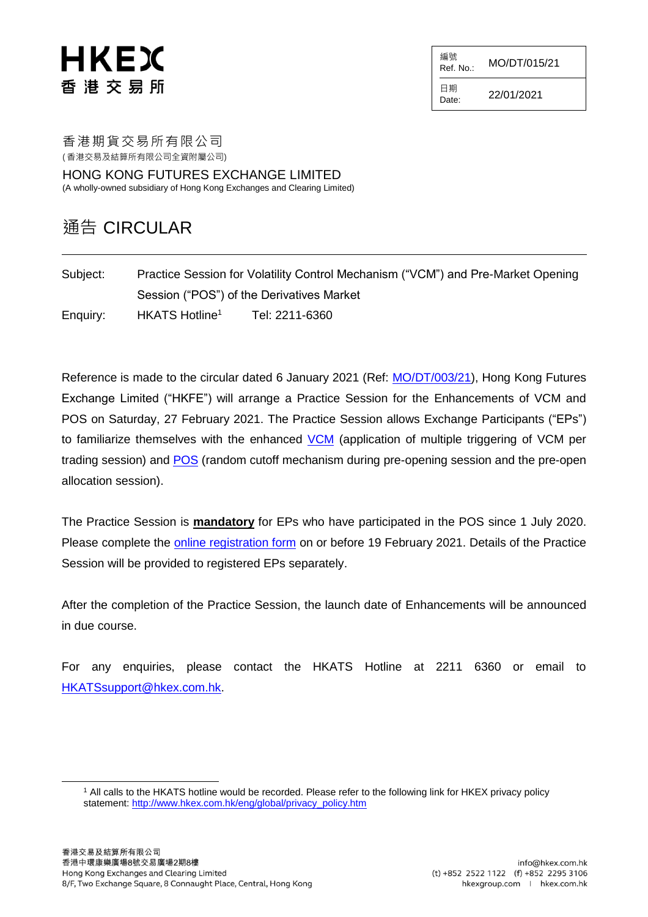HKEX
香港交易所

| 編號 Ref. No.: | MO/DT/015/21 |
| --- | --- |
| 日期 Date: | 22/01/2021 |

香港期貨交易所有限公司
(香港交易及結算所有限公司全資附屬公司)

HONG KONG FUTURES EXCHANGE LIMITED
(A wholly-owned subsidiary of Hong Kong Exchanges and Clearing Limited)

# 通告 CIRCULAR

Subject: Practice Session for Volatility Control Mechanism ("VCM") and Pre-Market Opening Session ("POS") of the Derivatives Market

Enquiry: HKATS Hotline[1] Tel: 2211-6360

Reference is made to the circular dated 6 January 2021 (Ref: MO/DT/003/21), Hong Kong Futures Exchange Limited ("HKFE") will arrange a Practice Session for the Enhancements of VCM and POS on Saturday, 27 February 2021. The Practice Session allows Exchange Participants ("EPs") to familiarize themselves with the enhanced VCM (application of multiple triggering of VCM per trading session) and POS (random cutoff mechanism during pre-opening session and the pre-open allocation session).

The Practice Session is **mandatory** for EPs who have participated in the POS since 1 July 2020. Please complete the online registration form on or before 19 February 2021. Details of the Practice Session will be provided to registered EPs separately.

After the completion of the Practice Session, the launch date of Enhancements will be announced in due course.

For any enquiries, please contact the HKATS Hotline at 2211 6360 or email to HKATSsupport@hkex.com.hk.

[1] All calls to the HKATS hotline would be recorded. Please refer to the following link for HKEX privacy policy statement: http://www.hkex.com.hk/eng/global/privacy_policy.htm

香港交易及結算所有限公司
香港中環康樂廣場8號交易廣場2期8樓
Hong Kong Exchanges and Clearing Limited
8/F, Two Exchange Square, 8 Connaught Place, Central, Hong Kong

info@hkex.com.hk
(t) +852 2522 1122 (f) +852 2295 3106
hkexgroup.com | hkex.com.hk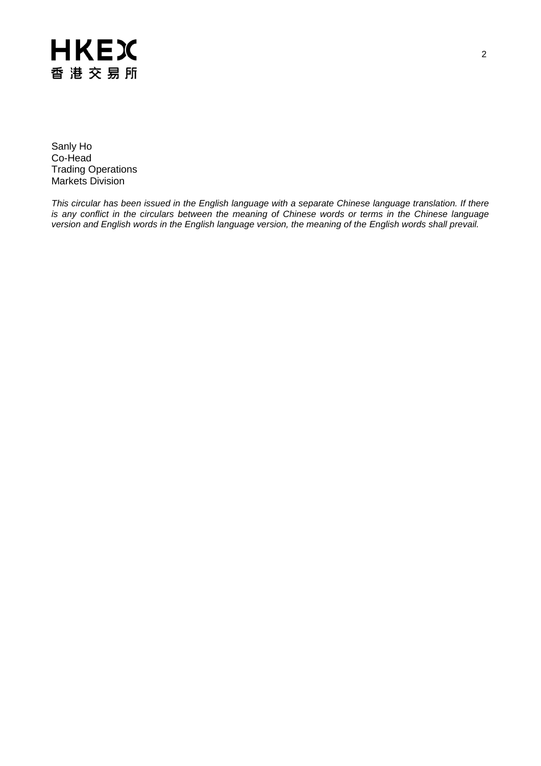Sanly Ho
Co-Head
Trading Operations
Markets Division

*This circular has been issued in the English language with a separate Chinese language translation. If there is any conflict in the circulars between the meaning of Chinese words or terms in the Chinese language version and English words in the English language version, the meaning of the English words shall prevail.*